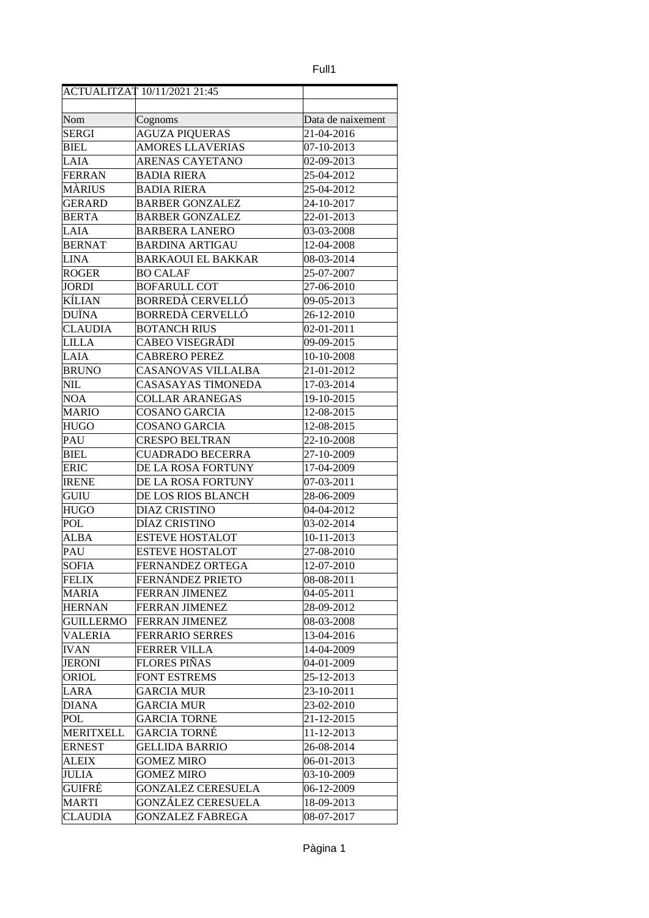| ACTUALITZAT 10/11/2021 21:45 | | |
| --- | --- | --- |
| | | |
| Nom | Cognoms | Data de naixement |
| SERGI | AGUZA PIQUERAS | 21-04-2016 |
| BIEL | AMORES LLAVERIAS | 07-10-2013 |
| LAIA | ARENAS CAYETANO | 02-09-2013 |
| FERRAN | BADIA RIERA | 25-04-2012 |
| MÀRIUS | BADIA RIERA | 25-04-2012 |
| GERARD | BARBER GONZALEZ | 24-10-2017 |
| BERTA | BARBER GONZALEZ | 22-01-2013 |
| LAIA | BARBERA LANERO | 03-03-2008 |
| BERNAT | BARDINA ARTIGAU | 12-04-2008 |
| LINA | BARKAOUI EL BAKKAR | 08-03-2014 |
| ROGER | BO CALAF | 25-07-2007 |
| JORDI | BOFARULL COT | 27-06-2010 |
| KÍLIAN | BORREDÀ CERVELLÓ | 09-05-2013 |
| DUÏNA | BORREDÀ CERVELLÓ | 26-12-2010 |
| CLAUDIA | BOTANCH RIUS | 02-01-2011 |
| LILLA | CABEO VISEGRÁDI | 09-09-2015 |
| LAIA | CABRERO PEREZ | 10-10-2008 |
| BRUNO | CASANOVAS VILLALBA | 21-01-2012 |
| NIL | CASASAYAS TIMONEDA | 17-03-2014 |
| NOA | COLLAR ARANEGAS | 19-10-2015 |
| MARIO | COSANO GARCIA | 12-08-2015 |
| HUGO | COSANO GARCIA | 12-08-2015 |
| PAU | CRESPO BELTRAN | 22-10-2008 |
| BIEL | CUADRADO BECERRA | 27-10-2009 |
| ERIC | DE LA ROSA FORTUNY | 17-04-2009 |
| IRENE | DE LA ROSA FORTUNY | 07-03-2011 |
| GUIU | DE LOS RIOS BLANCH | 28-06-2009 |
| HUGO | DIAZ CRISTINO | 04-04-2012 |
| POL | DÍAZ CRISTINO | 03-02-2014 |
| ALBA | ESTEVE HOSTALOT | 10-11-2013 |
| PAU | ESTEVE HOSTALOT | 27-08-2010 |
| SOFIA | FERNANDEZ ORTEGA | 12-07-2010 |
| FELIX | FERNÁNDEZ PRIETO | 08-08-2011 |
| MARIA | FERRAN JIMENEZ | 04-05-2011 |
| HERNAN | FERRAN JIMENEZ | 28-09-2012 |
| GUILLERMO | FERRAN JIMENEZ | 08-03-2008 |
| VALERIA | FERRARIO SERRES | 13-04-2016 |
| IVAN | FERRER VILLA | 14-04-2009 |
| JERONI | FLORES PIÑAS | 04-01-2009 |
| ORIOL | FONT ESTREMS | 25-12-2013 |
| LARA | GARCIA MUR | 23-10-2011 |
| DIANA | GARCIA MUR | 23-02-2010 |
| POL | GARCIA TORNE | 21-12-2015 |
| MERITXELL | GARCIA TORNÉ | 11-12-2013 |
| ERNEST | GELLIDA BARRIO | 26-08-2014 |
| ALEIX | GOMEZ MIRO | 06-01-2013 |
| JULIA | GOMEZ MIRO | 03-10-2009 |
| GUIFRÉ | GONZALEZ CERESUELA | 06-12-2009 |
| MARTI | GONZÁLEZ CERESUELA | 18-09-2013 |
| CLAUDIA | GONZALEZ FABREGA | 08-07-2017 |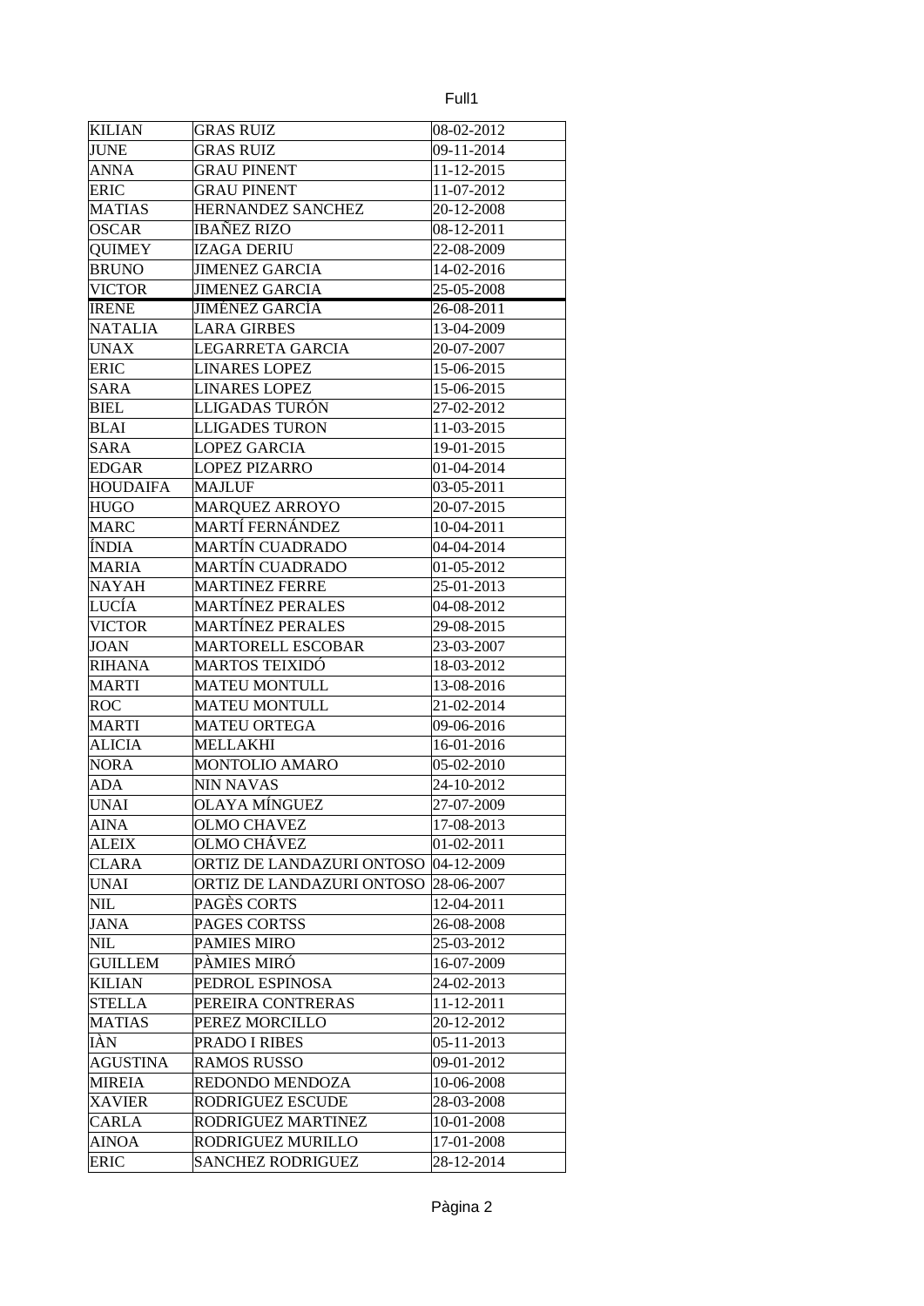| | | |
|---|---|---|
| KILIAN | GRAS RUIZ | 08-02-2012 |
| JUNE | GRAS RUIZ | 09-11-2014 |
| ANNA | GRAU PINENT | 11-12-2015 |
| ERIC | GRAU PINENT | 11-07-2012 |
| MATIAS | HERNANDEZ SANCHEZ | 20-12-2008 |
| OSCAR | IBAÑEZ RIZO | 08-12-2011 |
| QUIMEY | IZAGA DERIU | 22-08-2009 |
| BRUNO | JIMENEZ GARCIA | 14-02-2016 |
| VICTOR | JIMENEZ GARCIA | 25-05-2008 |
| IRENE | JIMÉNEZ GARCÍA | 26-08-2011 |
| NATALIA | LARA GIRBES | 13-04-2009 |
| UNAX | LEGARRETA GARCIA | 20-07-2007 |
| ERIC | LINARES LOPEZ | 15-06-2015 |
| SARA | LINARES LOPEZ | 15-06-2015 |
| BIEL | LLIGADAS TURÓN | 27-02-2012 |
| BLAI | LLIGADES TURON | 11-03-2015 |
| SARA | LOPEZ GARCIA | 19-01-2015 |
| EDGAR | LOPEZ PIZARRO | 01-04-2014 |
| HOUDAIFA | MAJLUF | 03-05-2011 |
| HUGO | MARQUEZ ARROYO | 20-07-2015 |
| MARC | MARTÍ FERNÁNDEZ | 10-04-2011 |
| ÍNDIA | MARTÍN CUADRADO | 04-04-2014 |
| MARIA | MARTÍN CUADRADO | 01-05-2012 |
| NAYAH | MARTINEZ FERRE | 25-01-2013 |
| LUCÍA | MARTÍNEZ PERALES | 04-08-2012 |
| VICTOR | MARTÍNEZ PERALES | 29-08-2015 |
| JOAN | MARTORELL ESCOBAR | 23-03-2007 |
| RIHANA | MARTOS TEIXIDÓ | 18-03-2012 |
| MARTI | MATEU MONTULL | 13-08-2016 |
| ROC | MATEU MONTULL | 21-02-2014 |
| MARTI | MATEU ORTEGA | 09-06-2016 |
| ALICIA | MELLAKHI | 16-01-2016 |
| NORA | MONTOLIO AMARO | 05-02-2010 |
| ADA | NIN NAVAS | 24-10-2012 |
| UNAI | OLAYA MÍNGUEZ | 27-07-2009 |
| AINA | OLMO CHAVEZ | 17-08-2013 |
| ALEIX | OLMO CHÁVEZ | 01-02-2011 |
| CLARA | ORTIZ DE LANDAZURI ONTOSO | 04-12-2009 |
| UNAI | ORTIZ DE LANDAZURI ONTOSO | 28-06-2007 |
| NIL | PAGÈS CORTS | 12-04-2011 |
| JANA | PAGES CORTSS | 26-08-2008 |
| NIL | PAMIES MIRO | 25-03-2012 |
| GUILLEM | PÀMIES MIRÓ | 16-07-2009 |
| KILIAN | PEDROL ESPINOSA | 24-02-2013 |
| STELLA | PEREIRA CONTRERAS | 11-12-2011 |
| MATIAS | PEREZ MORCILLO | 20-12-2012 |
| IÀN | PRADO I RIBES | 05-11-2013 |
| AGUSTINA | RAMOS RUSSO | 09-01-2012 |
| MIREIA | REDONDO MENDOZA | 10-06-2008 |
| XAVIER | RODRIGUEZ ESCUDE | 28-03-2008 |
| CARLA | RODRIGUEZ MARTINEZ | 10-01-2008 |
| AINOA | RODRIGUEZ MURILLO | 17-01-2008 |
| ERIC | SANCHEZ RODRIGUEZ | 28-12-2014 |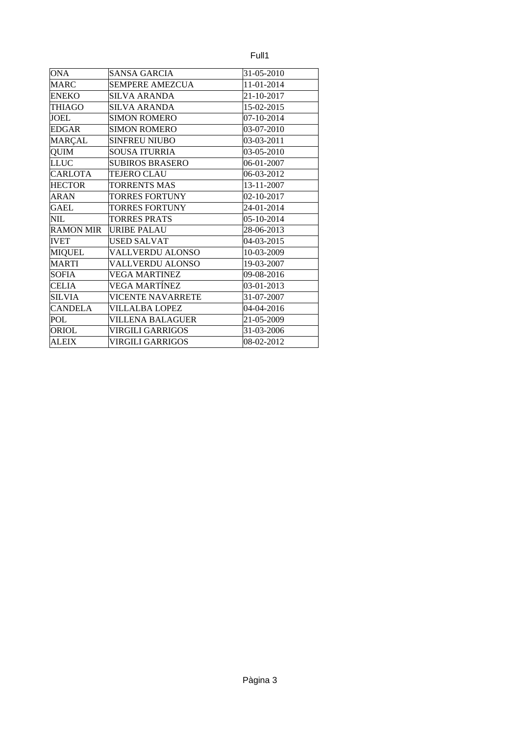| | | |
|---|---|---|
| ONA | SANSA GARCIA | 31-05-2010 |
| MARC | SEMPERE AMEZCUA | 11-01-2014 |
| ENEKO | SILVA ARANDA | 21-10-2017 |
| THIAGO | SILVA ARANDA | 15-02-2015 |
| JOEL | SIMON ROMERO | 07-10-2014 |
| EDGAR | SIMON ROMERO | 03-07-2010 |
| MARÇAL | SINFREU NIUBO | 03-03-2011 |
| QUIM | SOUSA ITURRIA | 03-05-2010 |
| LLUC | SUBIROS BRASERO | 06-01-2007 |
| CARLOTA | TEJERO CLAU | 06-03-2012 |
| HECTOR | TORRENTS MAS | 13-11-2007 |
| ARAN | TORRES FORTUNY | 02-10-2017 |
| GAEL | TORRES FORTUNY | 24-01-2014 |
| NIL | TORRES PRATS | 05-10-2014 |
| RAMON MIR | URIBE PALAU | 28-06-2013 |
| IVET | USED SALVAT | 04-03-2015 |
| MIQUEL | VALLVERDU ALONSO | 10-03-2009 |
| MARTI | VALLVERDU ALONSO | 19-03-2007 |
| SOFIA | VEGA MARTINEZ | 09-08-2016 |
| CELIA | VEGA MARTÍNEZ | 03-01-2013 |
| SILVIA | VICENTE NAVARRETE | 31-07-2007 |
| CANDELA | VILLALBA LOPEZ | 04-04-2016 |
| POL | VILLENA BALAGUER | 21-05-2009 |
| ORIOL | VIRGILI GARRIGOS | 31-03-2006 |
| ALEIX | VIRGILI GARRIGOS | 08-02-2012 |